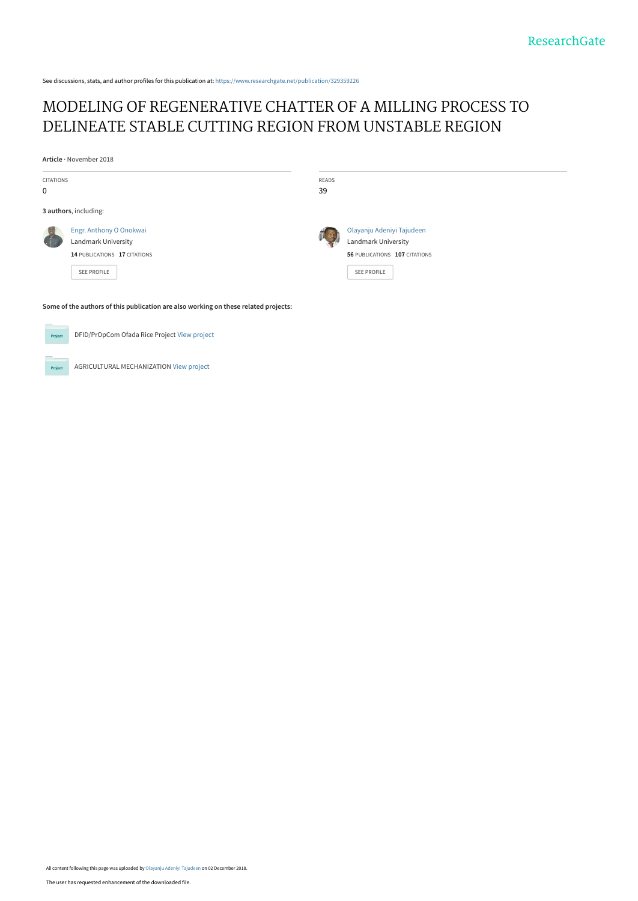ResearchGate

See discussions, stats, and author profiles for this publication at: https://www.researchgate.net/publication/329359226

# MODELING OF REGENERATIVE CHATTER OF A MILLING PROCESS TO DELINEATE STABLE CUTTING REGION FROM UNSTABLE REGION

**Article** · November 2018

| CITATIONS | READS |
|---|---|
| 0 | 39 |

**3 authors**, including:

Engr. Anthony O Onokwai
Landmark University
**14** PUBLICATIONS **17** CITATIONS
SEE PROFILE

Olayanju Adeniyi Tajudeen
Landmark University
**56** PUBLICATIONS **107** CITATIONS
SEE PROFILE

**Some of the authors of this publication are also working on these related projects:**

Project: DFID/PrOpCom Ofada Rice Project View project

Project: AGRICULTURAL MECHANIZATION View project

All content following this page was uploaded by Olayanju Adeniyi Tajudeen on 02 December 2018.

The user has requested enhancement of the downloaded file.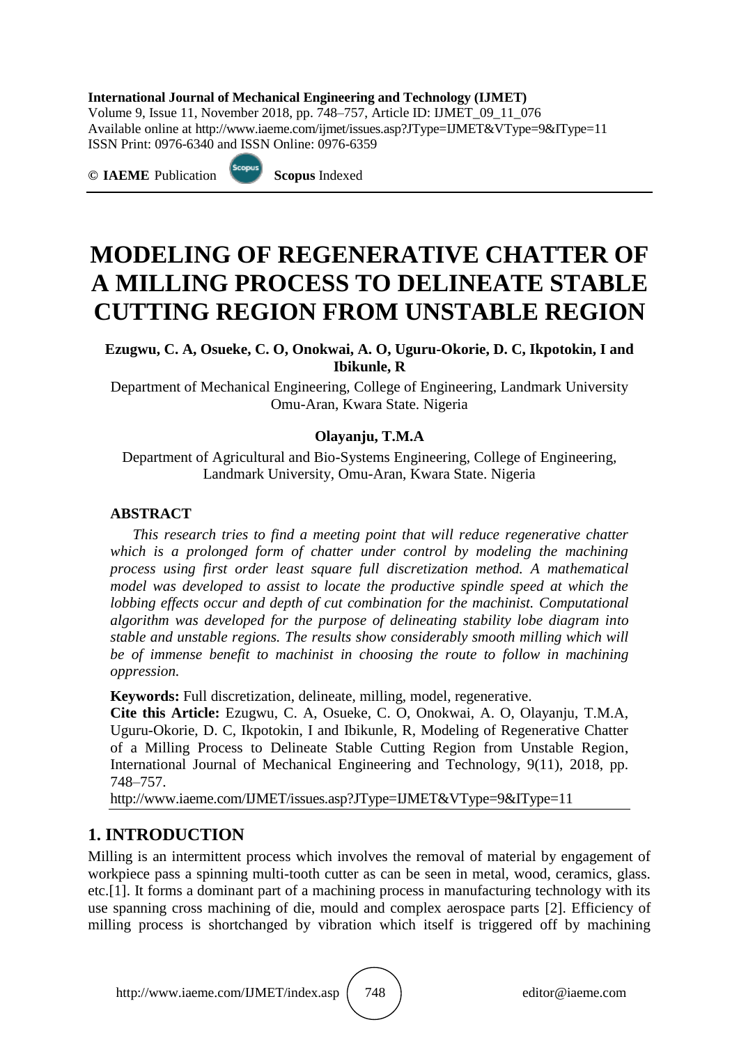**International Journal of Mechanical Engineering and Technology (IJMET)**
Volume 9, Issue 11, November 2018, pp. 748–757, Article ID: IJMET_09_11_076
Available online at http://www.iaeme.com/ijmet/issues.asp?JType=IJMET&VType=9&IType=11
ISSN Print: 0976-6340 and ISSN Online: 0976-6359

**© IAEME** Publication **Scopus** Indexed

# MODELING OF REGENERATIVE CHATTER OF A MILLING PROCESS TO DELINEATE STABLE CUTTING REGION FROM UNSTABLE REGION

**Ezugwu, C. A, Osueke, C. O, Onokwai, A. O, Uguru-Okorie, D. C, Ikpotokin, I and Ibikunle, R**

Department of Mechanical Engineering, College of Engineering, Landmark University Omu-Aran, Kwara State. Nigeria

**Olayanju, T.M.A**

Department of Agricultural and Bio-Systems Engineering, College of Engineering, Landmark University, Omu-Aran, Kwara State. Nigeria

**ABSTRACT**

*This research tries to find a meeting point that will reduce regenerative chatter which is a prolonged form of chatter under control by modeling the machining process using first order least square full discretization method. A mathematical model was developed to assist to locate the productive spindle speed at which the lobbing effects occur and depth of cut combination for the machinist. Computational algorithm was developed for the purpose of delineating stability lobe diagram into stable and unstable regions. The results show considerably smooth milling which will be of immense benefit to machinist in choosing the route to follow in machining oppression.*

**Keywords:** Full discretization, delineate, milling, model, regenerative.

**Cite this Article:** Ezugwu, C. A, Osueke, C. O, Onokwai, A. O, Olayanju, T.M.A, Uguru-Okorie, D. C, Ikpotokin, I and Ibikunle, R, Modeling of Regenerative Chatter of a Milling Process to Delineate Stable Cutting Region from Unstable Region, International Journal of Mechanical Engineering and Technology, 9(11), 2018, pp. 748–757.
http://www.iaeme.com/IJMET/issues.asp?JType=IJMET&VType=9&IType=11

## 1. INTRODUCTION

Milling is an intermittent process which involves the removal of material by engagement of workpiece pass a spinning multi-tooth cutter as can be seen in metal, wood, ceramics, glass. etc.[1]. It forms a dominant part of a machining process in manufacturing technology with its use spanning cross machining of die, mould and complex aerospace parts [2]. Efficiency of milling process is shortchanged by vibration which itself is triggered off by machining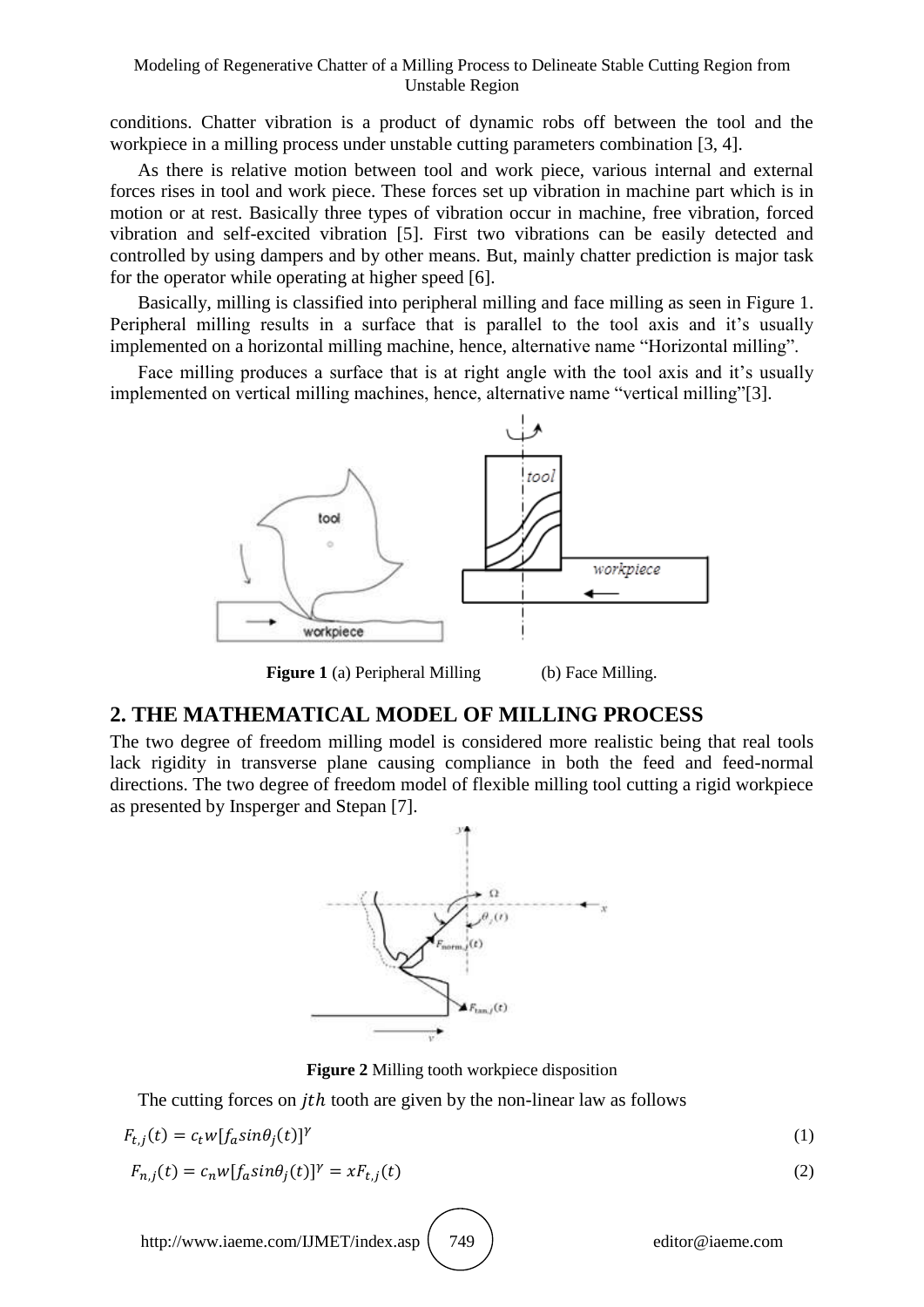conditions. Chatter vibration is a product of dynamic robs off between the tool and the workpiece in a milling process under unstable cutting parameters combination [3, 4].

As there is relative motion between tool and work piece, various internal and external forces rises in tool and work piece. These forces set up vibration in machine part which is in motion or at rest. Basically three types of vibration occur in machine, free vibration, forced vibration and self-excited vibration [5]. First two vibrations can be easily detected and controlled by using dampers and by other means. But, mainly chatter prediction is major task for the operator while operating at higher speed [6].

Basically, milling is classified into peripheral milling and face milling as seen in Figure 1. Peripheral milling results in a surface that is parallel to the tool axis and it's usually implemented on a horizontal milling machine, hence, alternative name "Horizontal milling".

Face milling produces a surface that is at right angle with the tool axis and it's usually implemented on vertical milling machines, hence, alternative name "vertical milling"[3].

**Figure 1** (a) Peripheral Milling (b) Face Milling.

## 2. THE MATHEMATICAL MODEL OF MILLING PROCESS

The two degree of freedom milling model is considered more realistic being that real tools lack rigidity in transverse plane causing compliance in both the feed and feed-normal directions. The two degree of freedom model of flexible milling tool cutting a rigid workpiece as presented by Insperger and Stepan [7].

**Figure 2** Milling tooth workpiece disposition

The cutting forces on $jth$ tooth are given by the non-linear law as follows

$$F_{t,j}(t) = c_t w[f_a sin\theta_j(t)]^\gamma \tag{1}$$

$$F_{n,j}(t) = c_n w[f_a sin\theta_j(t)]^\gamma = xF_{t,j}(t) \tag{2}$$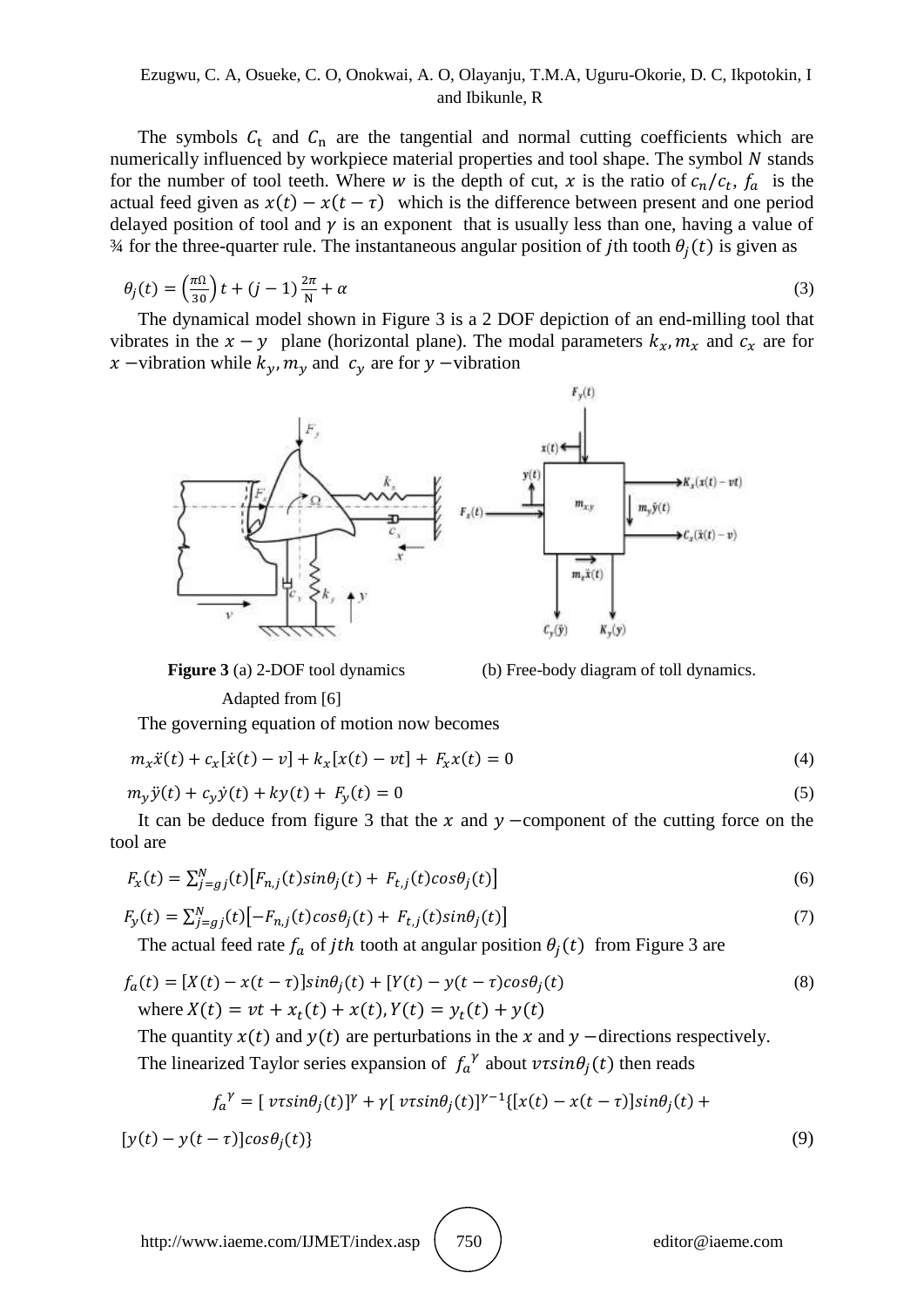The symbols $C_t$ and $C_n$ are the tangential and normal cutting coefficients which are numerically influenced by workpiece material properties and tool shape. The symbol $N$ stands for the number of tool teeth. Where $w$ is the depth of cut, $x$ is the ratio of $c_n/c_t$, $f_a$ is the actual feed given as $x(t) - x(t-\tau)$ which is the difference between present and one period delayed position of tool and $\gamma$ is an exponent that is usually less than one, having a value of ¾ for the three-quarter rule. The instantaneous angular position of $j$th tooth $\theta_j(t)$ is given as

$$\theta_j(t) = \left(\frac{\pi\Omega}{30}\right)t + (j-1)\frac{2\pi}{N} + \alpha \tag{3}$$

The dynamical model shown in Figure 3 is a 2 DOF depiction of an end-milling tool that vibrates in the $x - y$ plane (horizontal plane). The modal parameters $k_x, m_x$ and $c_x$ are for $x$ −vibration while $k_y, m_y$ and $c_y$ are for $y$ −vibration

**Figure 3** (a) 2-DOF tool dynamics (b) Free-body diagram of toll dynamics. Adapted from [6]

The governing equation of motion now becomes

$$m_x\ddot{x}(t) + c_x[\dot{x}(t) - v] + k_x[x(t) - vt] + F_x x(t) = 0 \tag{4}$$

$$m_y\ddot{y}(t) + c_y\dot{y}(t) + ky(t) + F_y(t) = 0 \tag{5}$$

It can be deduce from figure 3 that the $x$ and $y$ −component of the cutting force on the tool are

$$F_x(t) = \sum_{j=g}^{N} j(t)\left[F_{n,j}(t)\sin\theta_j(t) + F_{t,j}(t)\cos\theta_j(t)\right] \tag{6}$$

$$F_y(t) = \sum_{j=g}^{N} j(t)\left[-F_{n,j}(t)\cos\theta_j(t) + F_{t,j}(t)\sin\theta_j(t)\right] \tag{7}$$

The actual feed rate $f_a$ of $jth$ tooth at angular position $\theta_j(t)$ from Figure 3 are

$$f_a(t) = [X(t) - x(t-\tau)]\sin\theta_j(t) + [Y(t) - y(t-\tau)\cos\theta_j(t) \tag{8}$$

where $X(t) = vt + x_t(t) + x(t), Y(t) = y_t(t) + y(t)$

The quantity $x(t)$ and $y(t)$ are perturbations in the $x$ and $y$ −directions respectively.

The linearized Taylor series expansion of $f_a{}^{\gamma}$ about $v\tau\sin\theta_j(t)$ then reads

$$f_a{}^{\gamma} = [\,v\tau\sin\theta_j(t)]^{\gamma} + \gamma[\,v\tau\sin\theta_j(t)]^{\gamma-1}\{[x(t) - x(t-\tau)]\sin\theta_j(t) + [y(t) - y(t-\tau)]\cos\theta_j(t)\} \tag{9}$$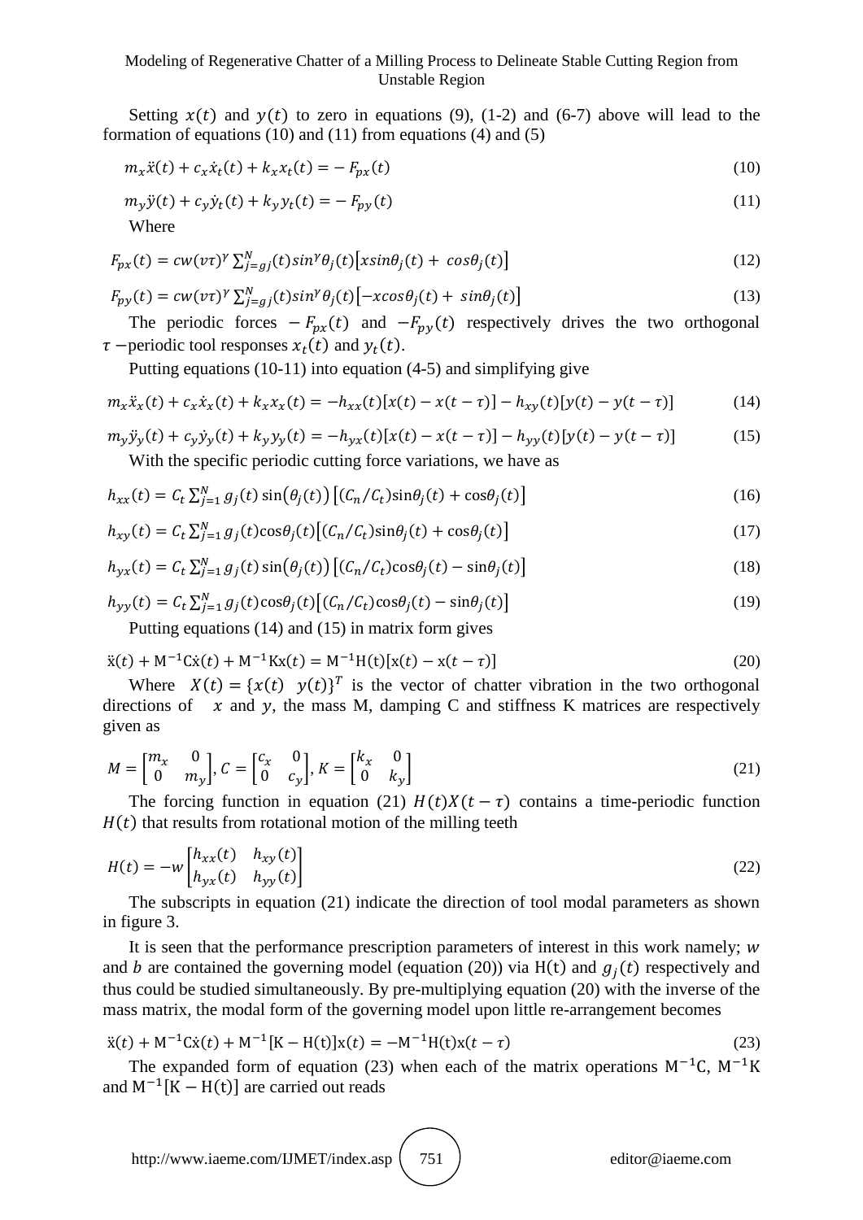Setting $x(t)$ and $y(t)$ to zero in equations (9), (1-2) and (6-7) above will lead to the formation of equations (10) and (11) from equations (4) and (5)

$$m_x\ddot{x}(t) + c_x\dot{x}_t(t) + k_x x_t(t) = -F_{px}(t) \tag{10}$$

$$m_y\ddot{y}(t) + c_y\dot{y}_t(t) + k_y y_t(t) = -F_{py}(t) \tag{11}$$

Where

$$F_{px}(t) = cw(v\tau)^{\gamma}\sum_{j=gj}^{N}(t)sin^{\gamma}\theta_j(t)\left[xsin\theta_j(t) + cos\theta_j(t)\right] \tag{12}$$

$$F_{py}(t) = cw(v\tau)^{\gamma}\sum_{j=gj}^{N}(t)sin^{\gamma}\theta_j(t)\left[-xcos\theta_j(t) + sin\theta_j(t)\right] \tag{13}$$

The periodic forces $-F_{px}(t)$ and $-F_{py}(t)$ respectively drives the two orthogonal $\tau$ −periodic tool responses $x_t(t)$ and $y_t(t)$.

Putting equations (10-11) into equation (4-5) and simplifying give

$$m_x\ddot{x}_x(t) + c_x\dot{x}_x(t) + k_x x_x(t) = -h_{xx}(t)[x(t) - x(t-\tau)] - h_{xy}(t)[y(t) - y(t-\tau)] \tag{14}$$

$$m_y\ddot{y}_y(t) + c_y\dot{y}_y(t) + k_y y_y(t) = -h_{yx}(t)[x(t) - x(t-\tau)] - h_{yy}(t)[y(t) - y(t-\tau)] \tag{15}$$

With the specific periodic cutting force variations, we have as

$$h_{xx}(t) = C_t\sum_{j=1}^{N} g_j(t)\sin\left(\theta_j(t)\right)\left[(C_n/C_t)\sin\theta_j(t) + \cos\theta_j(t)\right] \tag{16}$$

$$h_{xy}(t) = C_t\sum_{j=1}^{N} g_j(t)\cos\theta_j(t)\left[(C_n/C_t)\sin\theta_j(t) + \cos\theta_j(t)\right] \tag{17}$$

$$h_{yx}(t) = C_t\sum_{j=1}^{N} g_j(t)\sin\left(\theta_j(t)\right)\left[(C_n/C_t)\cos\theta_j(t) - \sin\theta_j(t)\right] \tag{18}$$

$$h_{yy}(t) = C_t\sum_{j=1}^{N} g_j(t)\cos\theta_j(t)\left[(C_n/C_t)\cos\theta_j(t) - \sin\theta_j(t)\right] \tag{19}$$

Putting equations (14) and (15) in matrix form gives

$$\ddot{x}(t) + M^{-1}C\dot{x}(t) + M^{-1}Kx(t) = M^{-1}H(t)[x(t) - x(t-\tau)] \tag{20}$$

Where $X(t) = \{x(t) \quad y(t)\}^T$ is the vector of chatter vibration in the two orthogonal directions of $x$ and $y$, the mass M, damping C and stiffness K matrices are respectively given as

$$M = \begin{bmatrix} m_x & 0 \\ 0 & m_y \end{bmatrix}, C = \begin{bmatrix} c_x & 0 \\ 0 & c_y \end{bmatrix}, K = \begin{bmatrix} k_x & 0 \\ 0 & k_y \end{bmatrix} \tag{21}$$

The forcing function in equation (21) $H(t)X(t-\tau)$ contains a time-periodic function $H(t)$ that results from rotational motion of the milling teeth

$$H(t) = -w\begin{bmatrix} h_{xx}(t) & h_{xy}(t) \\ h_{yx}(t) & h_{yy}(t) \end{bmatrix} \tag{22}$$

The subscripts in equation (21) indicate the direction of tool modal parameters as shown in figure 3.

It is seen that the performance prescription parameters of interest in this work namely; $w$ and $b$ are contained the governing model (equation (20)) via $H(t)$ and $g_j(t)$ respectively and thus could be studied simultaneously. By pre-multiplying equation (20) with the inverse of the mass matrix, the modal form of the governing model upon little re-arrangement becomes

$$\ddot{x}(t) + M^{-1}C\dot{x}(t) + M^{-1}[K - H(t)]x(t) = -M^{-1}H(t)x(t-\tau) \tag{23}$$

The expanded form of equation (23) when each of the matrix operations $M^{-1}C$, $M^{-1}K$ and $M^{-1}[K - H(t)]$ are carried out reads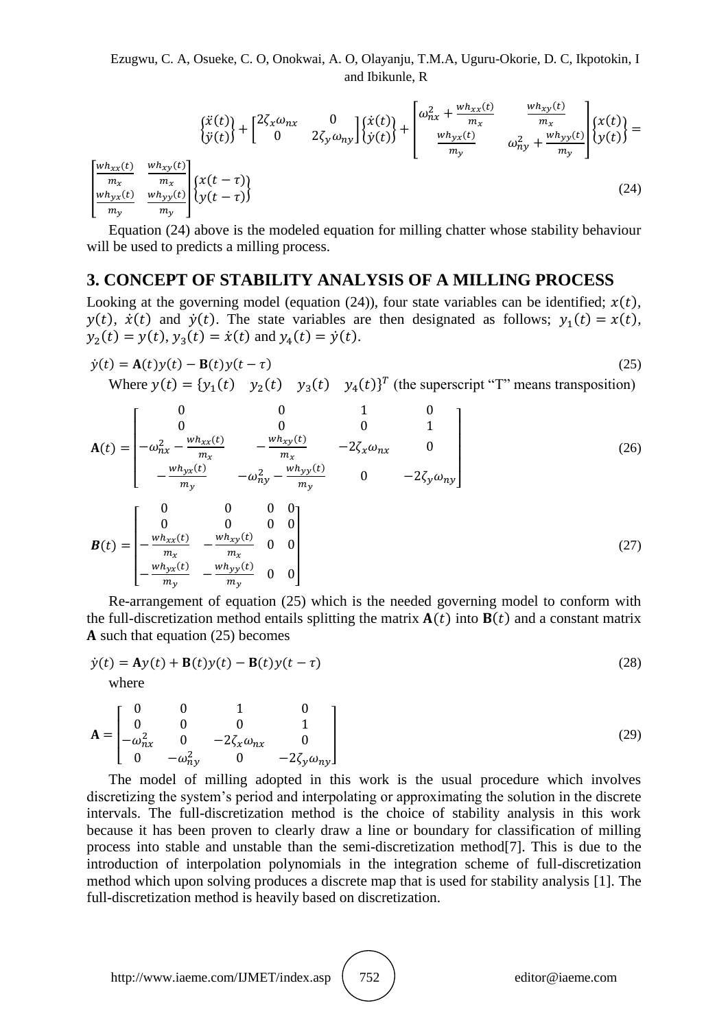$$\begin{Bmatrix} \ddot{x}(t) \\ \ddot{y}(t) \end{Bmatrix} + \begin{bmatrix} 2\zeta_x\omega_{nx} & 0 \\ 0 & 2\zeta_y\omega_{ny} \end{bmatrix} \begin{Bmatrix} \dot{x}(t) \\ \dot{y}(t) \end{Bmatrix} + \begin{bmatrix} \omega_{nx}^2 + \frac{wh_{xx}(t)}{m_x} & \frac{wh_{xy}(t)}{m_x} \\ \frac{wh_{yx}(t)}{m_y} & \omega_{ny}^2 + \frac{wh_{yy}(t)}{m_y} \end{bmatrix} \begin{Bmatrix} x(t) \\ y(t) \end{Bmatrix} = \begin{bmatrix} \frac{wh_{xx}(t)}{m_x} & \frac{wh_{xy}(t)}{m_x} \\ \frac{wh_{yx}(t)}{m_y} & \frac{wh_{yy}(t)}{m_y} \end{bmatrix} \begin{Bmatrix} x(t-\tau) \\ y(t-\tau) \end{Bmatrix} \tag{24}$$

Equation (24) above is the modeled equation for milling chatter whose stability behaviour will be used to predicts a milling process.

## 3. CONCEPT OF STABILITY ANALYSIS OF A MILLING PROCESS

Looking at the governing model (equation (24)), four state variables can be identified; $x(t)$, $y(t)$, $\dot{x}(t)$ and $\dot{y}(t)$. The state variables are then designated as follows; $y_1(t) = x(t)$, $y_2(t) = y(t)$, $y_3(t) = \dot{x}(t)$ and $y_4(t) = \dot{y}(t)$.

$$\dot{y}(t) = \mathbf{A}(t)y(t) - \mathbf{B}(t)y(t-\tau) \tag{25}$$

Where $y(t) = \{y_1(t) \quad y_2(t) \quad y_3(t) \quad y_4(t)\}^T$ (the superscript "T" means transposition)

$$\mathbf{A}(t) = \begin{bmatrix} 0 & 0 & 1 & 0 \\ 0 & 0 & 0 & 1 \\ -\omega_{nx}^2 - \frac{wh_{xx}(t)}{m_x} & -\frac{wh_{xy}(t)}{m_x} & -2\zeta_x\omega_{nx} & 0 \\ -\frac{wh_{yx}(t)}{m_y} & -\omega_{ny}^2 - \frac{wh_{yy}(t)}{m_y} & 0 & -2\zeta_y\omega_{ny} \end{bmatrix} \tag{26}$$

$$\boldsymbol{B}(t) = \begin{bmatrix} 0 & 0 & 0 & 0 \\ 0 & 0 & 0 & 0 \\ -\frac{wh_{xx}(t)}{m_x} & -\frac{wh_{xy}(t)}{m_x} & 0 & 0 \\ -\frac{wh_{yx}(t)}{m_y} & -\frac{wh_{yy}(t)}{m_y} & 0 & 0 \end{bmatrix} \tag{27}$$

Re-arrangement of equation (25) which is the needed governing model to conform with the full-discretization method entails splitting the matrix $\mathbf{A}(t)$ into $\mathbf{B}(t)$ and a constant matrix $\mathbf{A}$ such that equation (25) becomes

$$\dot{y}(t) = \mathbf{A}y(t) + \mathbf{B}(t)y(t) - \mathbf{B}(t)y(t-\tau) \tag{28}$$

where

$$\mathbf{A} = \begin{bmatrix} 0 & 0 & 1 & 0 \\ 0 & 0 & 0 & 1 \\ -\omega_{nx}^2 & 0 & -2\zeta_x\omega_{nx} & 0 \\ 0 & -\omega_{ny}^2 & 0 & -2\zeta_y\omega_{ny} \end{bmatrix} \tag{29}$$

The model of milling adopted in this work is the usual procedure which involves discretizing the system's period and interpolating or approximating the solution in the discrete intervals. The full-discretization method is the choice of stability analysis in this work because it has been proven to clearly draw a line or boundary for classification of milling process into stable and unstable than the semi-discretization method[7]. This is due to the introduction of interpolation polynomials in the integration scheme of full-discretization method which upon solving produces a discrete map that is used for stability analysis [1]. The full-discretization method is heavily based on discretization.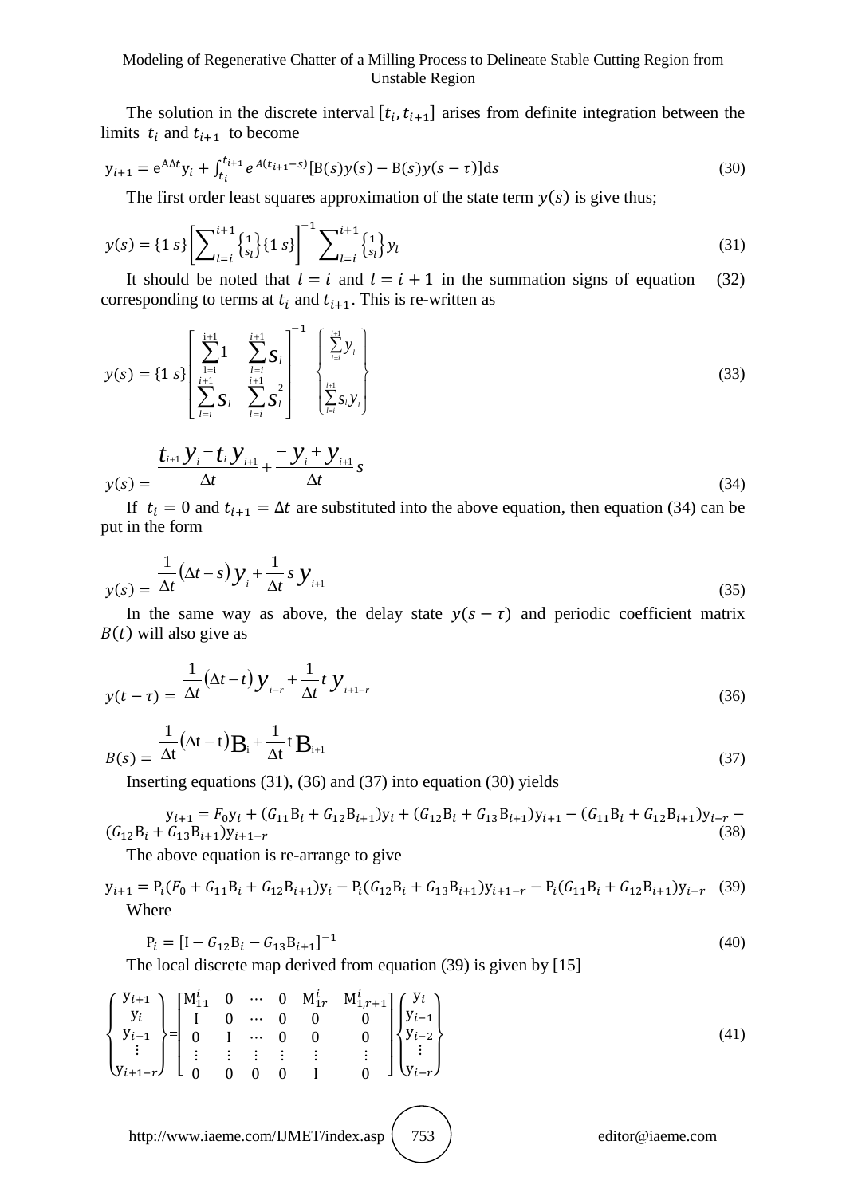The solution in the discrete interval $[t_i, t_{i+1}]$ arises from definite integration between the limits $t_i$ and $t_{i+1}$ to become

$$y_{i+1} = e^{A\Delta t} y_i + \int_{t_i}^{t_{i+1}} e^{A(t_{i+1}-s)} [B(s)y(s) - B(s)y(s-\tau)] ds \tag{30}$$

The first order least squares approximation of the state term $y(s)$ is give thus;

$$y(s) = \{1\ s\} \left[ \sum_{l=i}^{i+1} \begin{Bmatrix} 1 \\ s_l \end{Bmatrix} \{1\ s\} \right]^{-1} \sum_{l=i}^{i+1} \begin{Bmatrix} 1 \\ s_l \end{Bmatrix} y_l \tag{31}$$

It should be noted that $l = i$ and $l = i+1$ in the summation signs of equation (32) corresponding to terms at $t_i$ and $t_{i+1}$. This is re-written as

$$y(s) = \{1\ s\} \begin{bmatrix} \sum_{l=i}^{i+1} 1 & \sum_{l=i}^{i+1} s_l \\ \sum_{l=i}^{i+1} s_l & \sum_{l=i}^{i+1} s_l^2 \end{bmatrix}^{-1} \begin{Bmatrix} \sum_{l=i}^{i+1} y_l \\ \sum_{l=i}^{i+1} s_l y_l \end{Bmatrix} \tag{33}$$

$$y(s) = \frac{t_{i+1} y_i - t_i y_{i+1}}{\Delta t} + \frac{-y_i + y_{i+1}}{\Delta t} s \tag{34}$$

If $t_i = 0$ and $t_{i+1} = \Delta t$ are substituted into the above equation, then equation (34) can be put in the form

$$y(s) = \frac{1}{\Delta t}(\Delta t - s) y_i + \frac{1}{\Delta t} s\, y_{i+1} \tag{35}$$

In the same way as above, the delay state $y(s-\tau)$ and periodic coefficient matrix $B(t)$ will also give as

$$y(t-\tau) = \frac{1}{\Delta t}(\Delta t - t) y_{i-r} + \frac{1}{\Delta t} t\, y_{i+1-r} \tag{36}$$

$$B(s) = \frac{1}{\Delta t}(\Delta t - t) B_i + \frac{1}{\Delta t} t\, B_{i+1} \tag{37}$$

Inserting equations (31), (36) and (37) into equation (30) yields

$$y_{i+1} = F_0 y_i + (G_{11} B_i + G_{12} B_{i+1}) y_i + (G_{12} B_i + G_{13} B_{i+1}) y_{i+1} - (G_{11} B_i + G_{12} B_{i+1}) y_{i-r} - (G_{12} B_i + G_{13} B_{i+1}) y_{i+1-r} \tag{38}$$

The above equation is re-arrange to give

$$y_{i+1} = P_i (F_0 + G_{11} B_i + G_{12} B_{i+1}) y_i - P_i (G_{12} B_i + G_{13} B_{i+1}) y_{i+1-r} - P_i (G_{11} B_i + G_{12} B_{i+1}) y_{i-r} \tag{39}$$

Where

$$P_i = [I - G_{12} B_i - G_{13} B_{i+1}]^{-1} \tag{40}$$

The local discrete map derived from equation (39) is given by [15]

$$\begin{Bmatrix} y_{i+1} \\ y_i \\ y_{i-1} \\ \vdots \\ y_{i+1-r} \end{Bmatrix} = \begin{bmatrix} M_{11}^i & 0 & \cdots & 0 & M_{1r}^i & M_{1,r+1}^i \\ I & 0 & \cdots & 0 & 0 & 0 \\ 0 & I & \cdots & 0 & 0 & 0 \\ \vdots & \vdots & \vdots & \vdots & \vdots & \vdots \\ 0 & 0 & 0 & 0 & I & 0 \end{bmatrix} \begin{Bmatrix} y_i \\ y_{i-1} \\ y_{i-2} \\ \vdots \\ y_{i-r} \end{Bmatrix} \tag{41}$$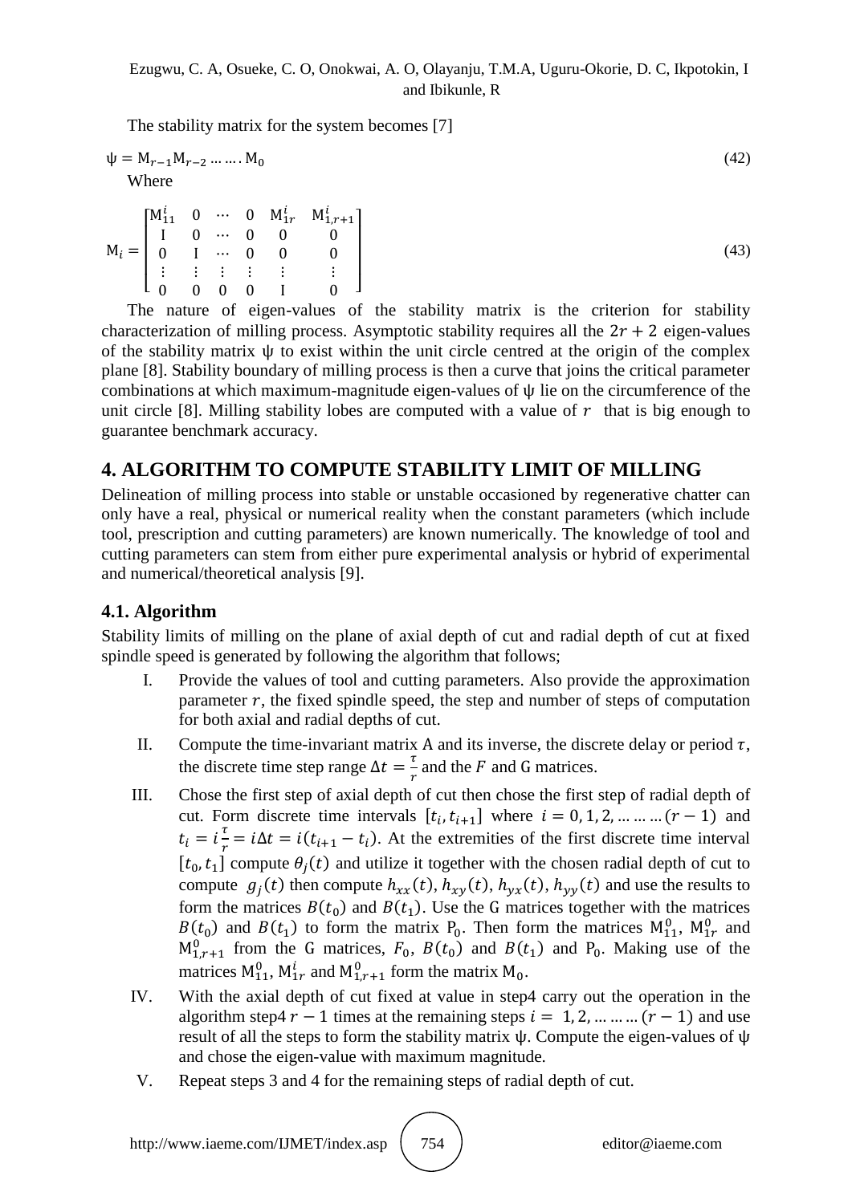The stability matrix for the system becomes [7]

$$\psi = \mathrm{M}_{r-1}\mathrm{M}_{r-2} \ldots \ldots . \mathrm{M}_0 \tag{42}$$

Where

$$\mathrm{M}_i = \begin{bmatrix} \mathrm{M}_{11}^i & 0 & \cdots & 0 & \mathrm{M}_{1r}^i & \mathrm{M}_{1,r+1}^i \\ \mathrm{I} & 0 & \cdots & 0 & 0 & 0 \\ 0 & \mathrm{I} & \cdots & 0 & 0 & 0 \\ \vdots & \vdots & \vdots & \vdots & \vdots & \vdots \\ 0 & 0 & 0 & 0 & \mathrm{I} & 0 \end{bmatrix} \tag{43}$$

The nature of eigen-values of the stability matrix is the criterion for stability characterization of milling process. Asymptotic stability requires all the $2r + 2$ eigen-values of the stability matrix $\psi$ to exist within the unit circle centred at the origin of the complex plane [8]. Stability boundary of milling process is then a curve that joins the critical parameter combinations at which maximum-magnitude eigen-values of $\psi$ lie on the circumference of the unit circle [8]. Milling stability lobes are computed with a value of $r$ that is big enough to guarantee benchmark accuracy.

## 4. ALGORITHM TO COMPUTE STABILITY LIMIT OF MILLING

Delineation of milling process into stable or unstable occasioned by regenerative chatter can only have a real, physical or numerical reality when the constant parameters (which include tool, prescription and cutting parameters) are known numerically. The knowledge of tool and cutting parameters can stem from either pure experimental analysis or hybrid of experimental and numerical/theoretical analysis [9].

### 4.1. Algorithm

Stability limits of milling on the plane of axial depth of cut and radial depth of cut at fixed spindle speed is generated by following the algorithm that follows;

I. Provide the values of tool and cutting parameters. Also provide the approximation parameter $r$, the fixed spindle speed, the step and number of steps of computation for both axial and radial depths of cut.

II. Compute the time-invariant matrix A and its inverse, the discrete delay or period $\tau$, the discrete time step range $\Delta t = \frac{\tau}{r}$ and the $F$ and G matrices.

III. Chose the first step of axial depth of cut then chose the first step of radial depth of cut. Form discrete time intervals $[t_i, t_{i+1}]$ where $i = 0, 1, 2, \ldots \ldots \ldots (r-1)$ and $t_i = i\frac{\tau}{r} = i\Delta t = i(t_{i+1} - t_i)$. At the extremities of the first discrete time interval $[t_0, t_1]$ compute $\theta_j(t)$ and utilize it together with the chosen radial depth of cut to compute $g_j(t)$ then compute $h_{xx}(t)$, $h_{xy}(t)$, $h_{yx}(t)$, $h_{yy}(t)$ and use the results to form the matrices $B(t_0)$ and $B(t_1)$. Use the G matrices together with the matrices $B(t_0)$ and $B(t_1)$ to form the matrix $\mathrm{P}_0$. Then form the matrices $\mathrm{M}_{11}^0$, $\mathrm{M}_{1r}^0$ and $\mathrm{M}_{1,r+1}^0$ from the G matrices, $F_0$, $B(t_0)$ and $B(t_1)$ and $\mathrm{P}_0$. Making use of the matrices $\mathrm{M}_{11}^0$, $\mathrm{M}_{1r}^i$ and $\mathrm{M}_{1,r+1}^0$ form the matrix $\mathrm{M}_0$.

IV. With the axial depth of cut fixed at value in step4 carry out the operation in the algorithm step4 $r - 1$ times at the remaining steps $i = 1, 2, \ldots \ldots \ldots (r-1)$ and use result of all the steps to form the stability matrix $\psi$. Compute the eigen-values of $\psi$ and chose the eigen-value with maximum magnitude.

V. Repeat steps 3 and 4 for the remaining steps of radial depth of cut.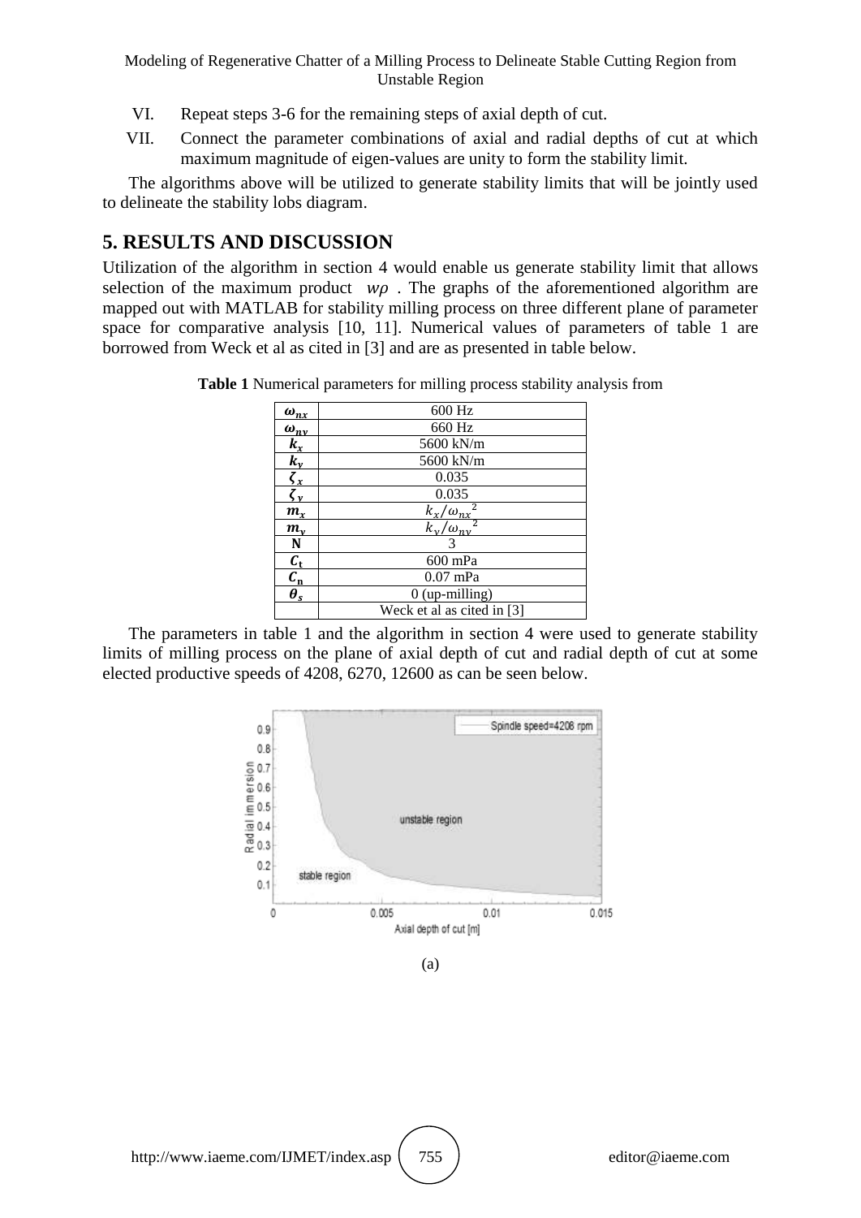VI. Repeat steps 3-6 for the remaining steps of axial depth of cut.

VII. Connect the parameter combinations of axial and radial depths of cut at which maximum magnitude of eigen-values are unity to form the stability limit.

The algorithms above will be utilized to generate stability limits that will be jointly used to delineate the stability lobs diagram.

## 5. RESULTS AND DISCUSSION

Utilization of the algorithm in section 4 would enable us generate stability limit that allows selection of the maximum product $w\rho$ . The graphs of the aforementioned algorithm are mapped out with MATLAB for stability milling process on three different plane of parameter space for comparative analysis [10, 11]. Numerical values of parameters of table 1 are borrowed from Weck et al as cited in [3] and are as presented in table below.

**Table 1** Numerical parameters for milling process stability analysis from

| | |
|---|---|
| $\omega_{nx}$ | 600 Hz |
| $\omega_{ny}$ | 660 Hz |
| $k_x$ | 5600 kN/m |
| $k_y$ | 5600 kN/m |
| $\zeta_x$ | 0.035 |
| $\zeta_y$ | 0.035 |
| $m_x$ | $k_x/\omega_{nx}^2$ |
| $m_y$ | $k_y/\omega_{ny}^2$ |
| N | 3 |
| $C_t$ | 600 mPa |
| $C_n$ | 0.07 mPa |
| $\theta_s$ | 0 (up-milling) |
| | Weck et al as cited in [3] |

The parameters in table 1 and the algorithm in section 4 were used to generate stability limits of milling process on the plane of axial depth of cut and radial depth of cut at some elected productive speeds of 4208, 6270, 12600 as can be seen below.

(a)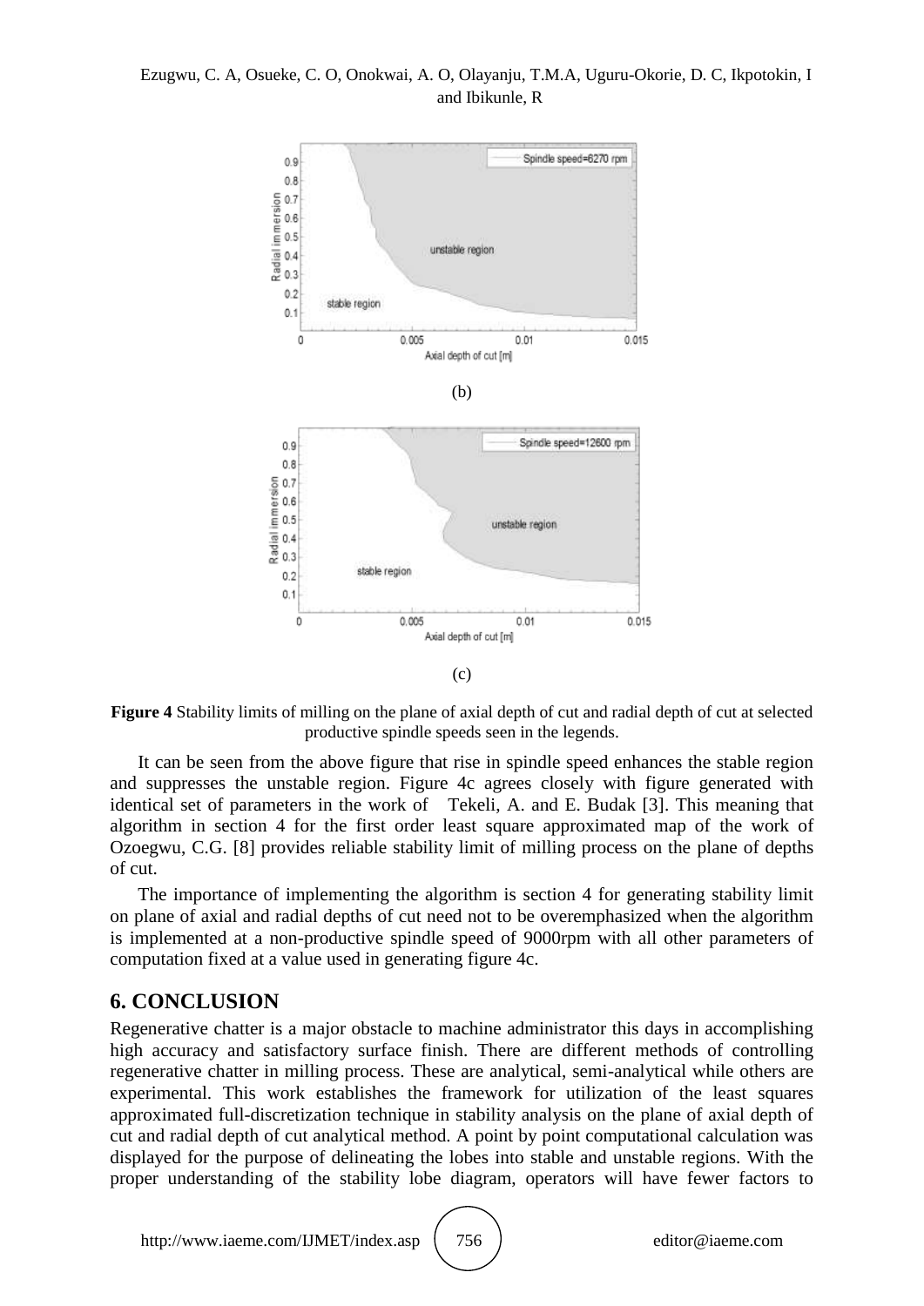(b)

(c)

**Figure 4** Stability limits of milling on the plane of axial depth of cut and radial depth of cut at selected productive spindle speeds seen in the legends.

It can be seen from the above figure that rise in spindle speed enhances the stable region and suppresses the unstable region. Figure 4c agrees closely with figure generated with identical set of parameters in the work of Tekeli, A. and E. Budak [3]. This meaning that algorithm in section 4 for the first order least square approximated map of the work of Ozoegwu, C.G. [8] provides reliable stability limit of milling process on the plane of depths of cut.

The importance of implementing the algorithm is section 4 for generating stability limit on plane of axial and radial depths of cut need not to be overemphasized when the algorithm is implemented at a non-productive spindle speed of 9000rpm with all other parameters of computation fixed at a value used in generating figure 4c.

## 6. CONCLUSION

Regenerative chatter is a major obstacle to machine administrator this days in accomplishing high accuracy and satisfactory surface finish. There are different methods of controlling regenerative chatter in milling process. These are analytical, semi-analytical while others are experimental. This work establishes the framework for utilization of the least squares approximated full-discretization technique in stability analysis on the plane of axial depth of cut and radial depth of cut analytical method. A point by point computational calculation was displayed for the purpose of delineating the lobes into stable and unstable regions. With the proper understanding of the stability lobe diagram, operators will have fewer factors to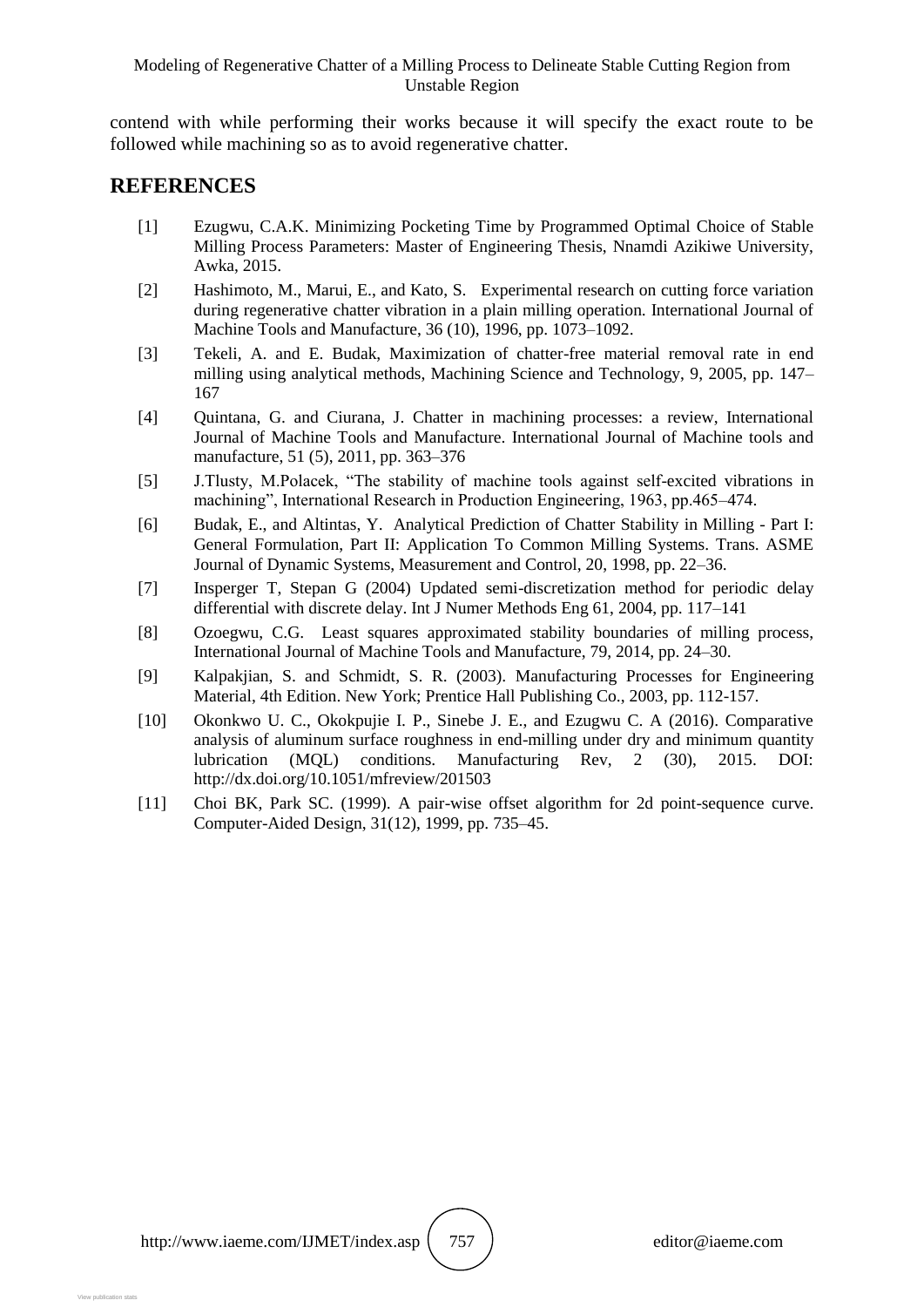contend with while performing their works because it will specify the exact route to be followed while machining so as to avoid regenerative chatter.

## REFERENCES

[1] Ezugwu, C.A.K. Minimizing Pocketing Time by Programmed Optimal Choice of Stable Milling Process Parameters: Master of Engineering Thesis, Nnamdi Azikiwe University, Awka, 2015.

[2] Hashimoto, M., Marui, E., and Kato, S. Experimental research on cutting force variation during regenerative chatter vibration in a plain milling operation. International Journal of Machine Tools and Manufacture, 36 (10), 1996, pp. 1073–1092.

[3] Tekeli, A. and E. Budak, Maximization of chatter-free material removal rate in end milling using analytical methods, Machining Science and Technology, 9, 2005, pp. 147–167

[4] Quintana, G. and Ciurana, J. Chatter in machining processes: a review, International Journal of Machine Tools and Manufacture. International Journal of Machine tools and manufacture, 51 (5), 2011, pp. 363–376

[5] J.Tlusty, M.Polacek, "The stability of machine tools against self-excited vibrations in machining", International Research in Production Engineering, 1963, pp.465–474.

[6] Budak, E., and Altintas, Y. Analytical Prediction of Chatter Stability in Milling - Part I: General Formulation, Part II: Application To Common Milling Systems. Trans. ASME Journal of Dynamic Systems, Measurement and Control, 20, 1998, pp. 22–36.

[7] Insperger T, Stepan G (2004) Updated semi-discretization method for periodic delay differential with discrete delay. Int J Numer Methods Eng 61, 2004, pp. 117–141

[8] Ozoegwu, C.G. Least squares approximated stability boundaries of milling process, International Journal of Machine Tools and Manufacture, 79, 2014, pp. 24–30.

[9] Kalpakjian, S. and Schmidt, S. R. (2003). Manufacturing Processes for Engineering Material, 4th Edition. New York; Prentice Hall Publishing Co., 2003, pp. 112-157.

[10] Okonkwo U. C., Okokpujie I. P., Sinebe J. E., and Ezugwu C. A (2016). Comparative analysis of aluminum surface roughness in end-milling under dry and minimum quantity lubrication (MQL) conditions. Manufacturing Rev, 2 (30), 2015. DOI: http://dx.doi.org/10.1051/mfreview/201503

[11] Choi BK, Park SC. (1999). A pair-wise offset algorithm for 2d point-sequence curve. Computer-Aided Design, 31(12), 1999, pp. 735–45.